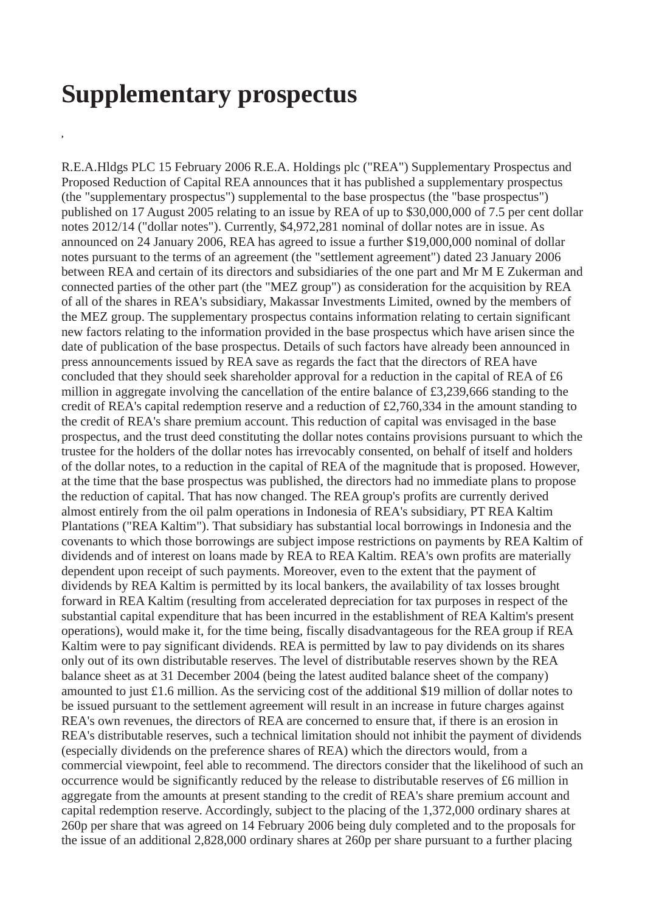# Supplementary prospectus

,

R.E.A.Hldgs PLC 15 February 2006 R.E.A. Holdings plc ("REA") Supplementary Prospectus and Proposed Reduction of Capital REA announces that it has published a supplementary prospectus (the "supplementary prospectus") supplemental to the base prospectus (the "base prospectus") published on 17 August 2005 relating to an issue by REA of up to $30,000,000 of 7.5 per cent dollar notes 2012/14 ("dollar notes"). Currently, $4,972,281 nominal of dollar notes are in issue. As announced on 24 January 2006, REA has agreed to issue a further $19,000,000 nominal of dollar notes pursuant to the terms of an agreement (the "settlement agreement") dated 23 January 2006 between REA and certain of its directors and subsidiaries of the one part and Mr M E Zukerman and connected parties of the other part (the "MEZ group") as consideration for the acquisition by REA of all of the shares in REA's subsidiary, Makassar Investments Limited, owned by the members of the MEZ group. The supplementary prospectus contains information relating to certain significant new factors relating to the information provided in the base prospectus which have arisen since the date of publication of the base prospectus. Details of such factors have already been announced in press announcements issued by REA save as regards the fact that the directors of REA have concluded that they should seek shareholder approval for a reduction in the capital of REA of £6 million in aggregate involving the cancellation of the entire balance of £3,239,666 standing to the credit of REA's capital redemption reserve and a reduction of £2,760,334 in the amount standing to the credit of REA's share premium account. This reduction of capital was envisaged in the base prospectus, and the trust deed constituting the dollar notes contains provisions pursuant to which the trustee for the holders of the dollar notes has irrevocably consented, on behalf of itself and holders of the dollar notes, to a reduction in the capital of REA of the magnitude that is proposed. However, at the time that the base prospectus was published, the directors had no immediate plans to propose the reduction of capital. That has now changed. The REA group's profits are currently derived almost entirely from the oil palm operations in Indonesia of REA's subsidiary, PT REA Kaltim Plantations ("REA Kaltim"). That subsidiary has substantial local borrowings in Indonesia and the covenants to which those borrowings are subject impose restrictions on payments by REA Kaltim of dividends and of interest on loans made by REA to REA Kaltim. REA's own profits are materially dependent upon receipt of such payments. Moreover, even to the extent that the payment of dividends by REA Kaltim is permitted by its local bankers, the availability of tax losses brought forward in REA Kaltim (resulting from accelerated depreciation for tax purposes in respect of the substantial capital expenditure that has been incurred in the establishment of REA Kaltim's present operations), would make it, for the time being, fiscally disadvantageous for the REA group if REA Kaltim were to pay significant dividends. REA is permitted by law to pay dividends on its shares only out of its own distributable reserves. The level of distributable reserves shown by the REA balance sheet as at 31 December 2004 (being the latest audited balance sheet of the company) amounted to just £1.6 million. As the servicing cost of the additional $19 million of dollar notes to be issued pursuant to the settlement agreement will result in an increase in future charges against REA's own revenues, the directors of REA are concerned to ensure that, if there is an erosion in REA's distributable reserves, such a technical limitation should not inhibit the payment of dividends (especially dividends on the preference shares of REA) which the directors would, from a commercial viewpoint, feel able to recommend. The directors consider that the likelihood of such an occurrence would be significantly reduced by the release to distributable reserves of £6 million in aggregate from the amounts at present standing to the credit of REA's share premium account and capital redemption reserve. Accordingly, subject to the placing of the 1,372,000 ordinary shares at 260p per share that was agreed on 14 February 2006 being duly completed and to the proposals for the issue of an additional 2,828,000 ordinary shares at 260p per share pursuant to a further placing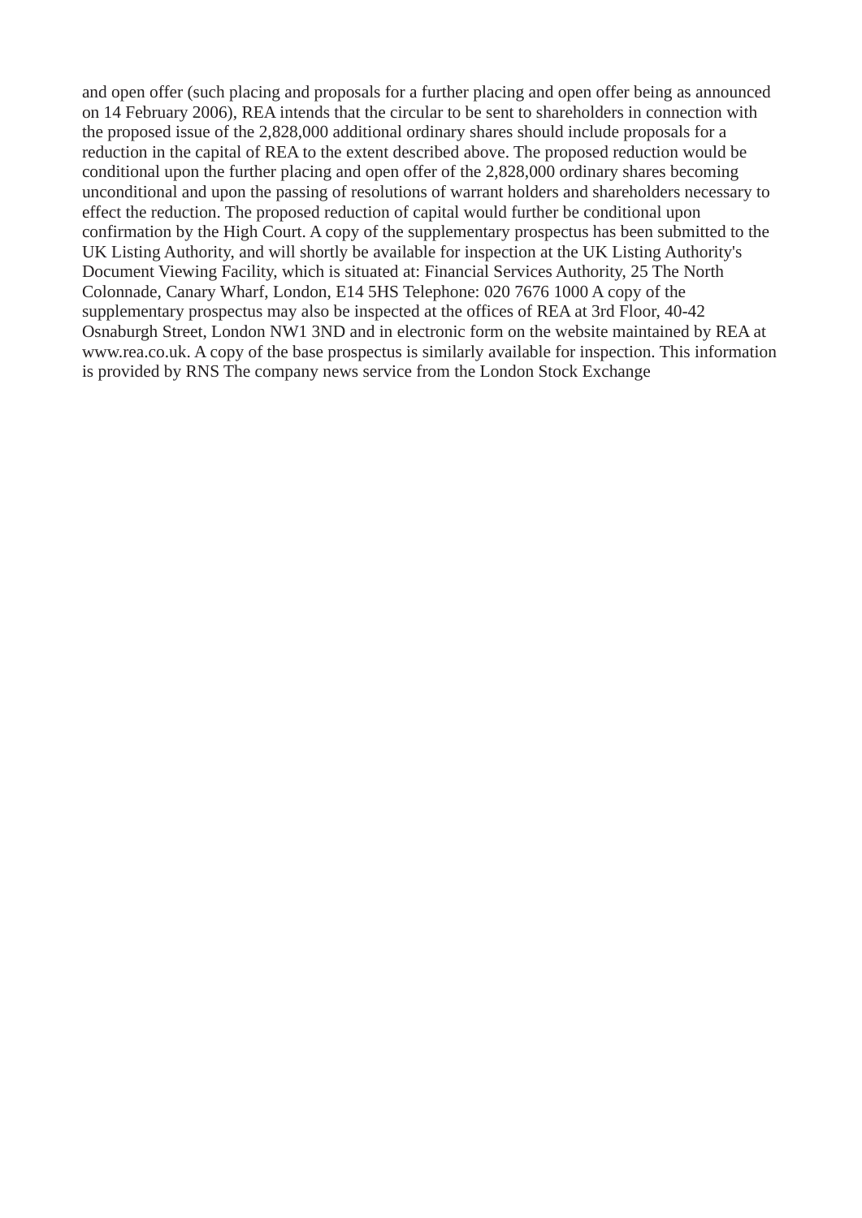and open offer (such placing and proposals for a further placing and open offer being as announced on 14 February 2006), REA intends that the circular to be sent to shareholders in connection with the proposed issue of the 2,828,000 additional ordinary shares should include proposals for a reduction in the capital of REA to the extent described above. The proposed reduction would be conditional upon the further placing and open offer of the 2,828,000 ordinary shares becoming unconditional and upon the passing of resolutions of warrant holders and shareholders necessary to effect the reduction. The proposed reduction of capital would further be conditional upon confirmation by the High Court. A copy of the supplementary prospectus has been submitted to the UK Listing Authority, and will shortly be available for inspection at the UK Listing Authority's Document Viewing Facility, which is situated at: Financial Services Authority, 25 The North Colonnade, Canary Wharf, London, E14 5HS Telephone: 020 7676 1000 A copy of the supplementary prospectus may also be inspected at the offices of REA at 3rd Floor, 40-42 Osnaburgh Street, London NW1 3ND and in electronic form on the website maintained by REA at www.rea.co.uk. A copy of the base prospectus is similarly available for inspection. This information is provided by RNS The company news service from the London Stock Exchange